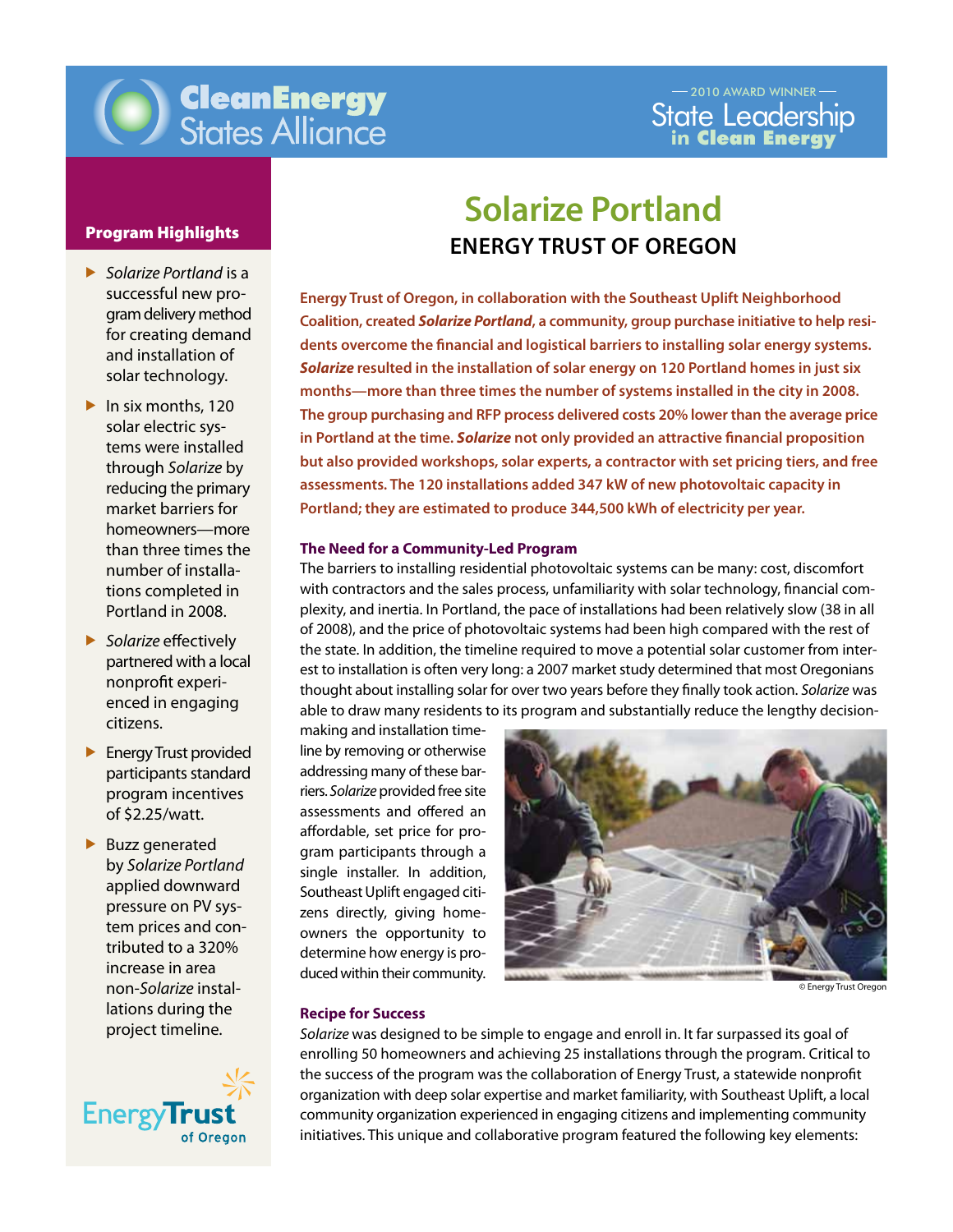# Solarize Portland

## ENERGY TRUST OF OREGON

**Energy Trust of Oregon, in collaboration with the Southeast Uplift Neighborhood Coalition, created *Solarize Portland*, a community, group purchase initiative to help residents overcome the financial and logistical barriers to installing solar energy systems. *Solarize* resulted in the installation of solar energy on 120 Portland homes in just six months—more than three times the number of systems installed in the city in 2008. The group purchasing and RFP process delivered costs 20% lower than the average price in Portland at the time. *Solarize* not only provided an attractive financial proposition but also provided workshops, solar experts, a contractor with set pricing tiers, and free assessments. The 120 installations added 347 kW of new photovoltaic capacity in Portland; they are estimated to produce 344,500 kWh of electricity per year.**

### Program Highlights

- *Solarize Portland* is a successful new program delivery method for creating demand and installation of solar technology.
- In six months, 120 solar electric systems were installed through *Solarize* by reducing the primary market barriers for homeowners—more than three times the number of installations completed in Portland in 2008.
- *Solarize* effectively partnered with a local nonprofit experienced in engaging citizens.
- Energy Trust provided participants standard program incentives of $2.25/watt.
- Buzz generated by *Solarize Portland* applied downward pressure on PV system prices and contributed to a 320% increase in area non-*Solarize* installations during the project timeline.

### The Need for a Community-Led Program

The barriers to installing residential photovoltaic systems can be many: cost, discomfort with contractors and the sales process, unfamiliarity with solar technology, financial complexity, and inertia. In Portland, the pace of installations had been relatively slow (38 in all of 2008), and the price of photovoltaic systems had been high compared with the rest of the state. In addition, the timeline required to move a potential solar customer from interest to installation is often very long: a 2007 market study determined that most Oregonians thought about installing solar for over two years before they finally took action. *Solarize* was able to draw many residents to its program and substantially reduce the lengthy decision-making and installation timeline by removing or otherwise addressing many of these barriers. *Solarize* provided free site assessments and offered an affordable, set price for program participants through a single installer. In addition, Southeast Uplift engaged citizens directly, giving homeowners the opportunity to determine how energy is produced within their community.

© Energy Trust Oregon

### Recipe for Success

*Solarize* was designed to be simple to engage and enroll in. It far surpassed its goal of enrolling 50 homeowners and achieving 25 installations through the program. Critical to the success of the program was the collaboration of Energy Trust, a statewide nonprofit organization with deep solar expertise and market familiarity, with Southeast Uplift, a local community organization experienced in engaging citizens and implementing community initiatives. This unique and collaborative program featured the following key elements: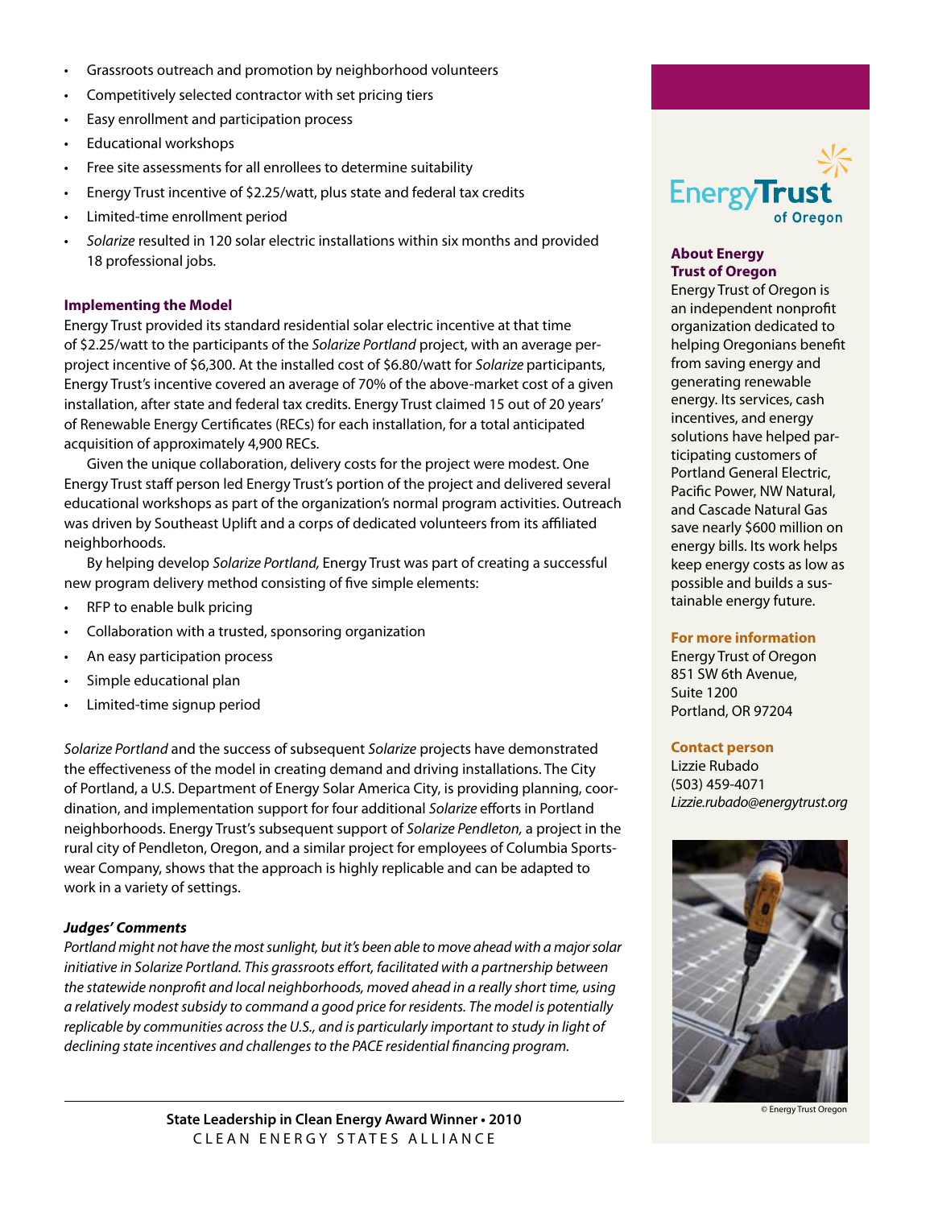- Grassroots outreach and promotion by neighborhood volunteers
- Competitively selected contractor with set pricing tiers
- Easy enrollment and participation process
- Educational workshops
- Free site assessments for all enrollees to determine suitability
- Energy Trust incentive of $2.25/watt, plus state and federal tax credits
- Limited-time enrollment period
- *Solarize* resulted in 120 solar electric installations within six months and provided 18 professional jobs.

### Implementing the Model

Energy Trust provided its standard residential solar electric incentive at that time of $2.25/watt to the participants of the *Solarize Portland* project, with an average per-project incentive of $6,300. At the installed cost of $6.80/watt for *Solarize* participants, Energy Trust's incentive covered an average of 70% of the above-market cost of a given installation, after state and federal tax credits. Energy Trust claimed 15 out of 20 years' of Renewable Energy Certificates (RECs) for each installation, for a total anticipated acquisition of approximately 4,900 RECs.

Given the unique collaboration, delivery costs for the project were modest. One Energy Trust staff person led Energy Trust's portion of the project and delivered several educational workshops as part of the organization's normal program activities. Outreach was driven by Southeast Uplift and a corps of dedicated volunteers from its affiliated neighborhoods.

By helping develop *Solarize Portland,* Energy Trust was part of creating a successful new program delivery method consisting of five simple elements:

- RFP to enable bulk pricing
- Collaboration with a trusted, sponsoring organization
- An easy participation process
- Simple educational plan
- Limited-time signup period

*Solarize Portland* and the success of subsequent *Solarize* projects have demonstrated the effectiveness of the model in creating demand and driving installations. The City of Portland, a U.S. Department of Energy Solar America City, is providing planning, coordination, and implementation support for four additional *Solarize* efforts in Portland neighborhoods. Energy Trust's subsequent support of *Solarize Pendleton,* a project in the rural city of Pendleton, Oregon, and a similar project for employees of Columbia Sportswear Company, shows that the approach is highly replicable and can be adapted to work in a variety of settings.

### *Judges' Comments*

*Portland might not have the most sunlight, but it's been able to move ahead with a major solar initiative in Solarize Portland. This grassroots effort, facilitated with a partnership between the statewide nonprofit and local neighborhoods, moved ahead in a really short time, using a relatively modest subsidy to command a good price for residents. The model is potentially replicable by communities across the U.S., and is particularly important to study in light of declining state incentives and challenges to the PACE residential financing program.*

Energy Trust of Oregon

### About Energy Trust of Oregon

Energy Trust of Oregon is an independent nonprofit organization dedicated to helping Oregonians benefit from saving energy and generating renewable energy. Its services, cash incentives, and energy solutions have helped participating customers of Portland General Electric, Pacific Power, NW Natural, and Cascade Natural Gas save nearly $600 million on energy bills. Its work helps keep energy costs as low as possible and builds a sustainable energy future.

### For more information

Energy Trust of Oregon
851 SW 6th Avenue,
Suite 1200
Portland, OR 97204

### Contact person

Lizzie Rubado
(503) 459-4071
*Lizzie.rubado@energytrust.org*

© Energy Trust Oregon

State Leadership in Clean Energy Award Winner • 2010
CLEAN ENERGY STATES ALLIANCE